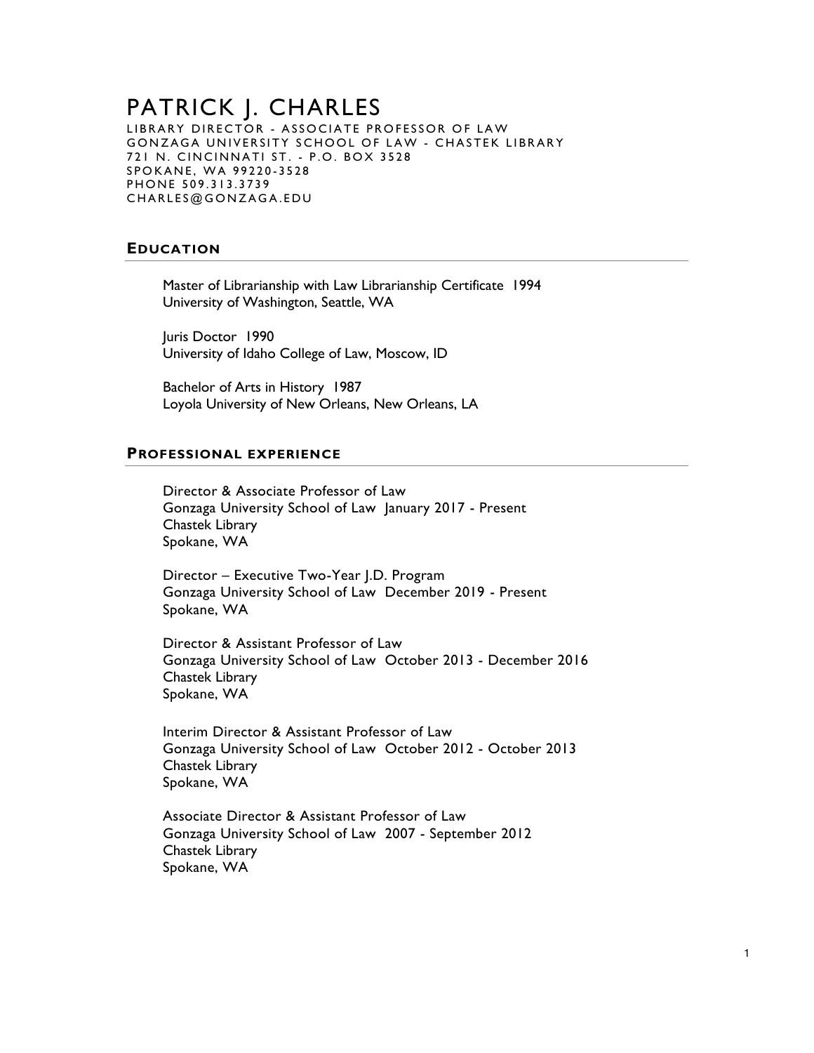# PATRICK J. CHARLES

LIBRARY DIRECTOR - ASSOCIATE PROFESSOR OF LAW
GONZAGA UNIVERSITY SCHOOL OF LAW - CHASTEK LIBRARY
721 N. CINCINNATI ST. - P.O. BOX 3528
SPOKANE, WA 99220-3528
PHONE 509.313.3739
CHARLES@GONZAGA.EDU

## EDUCATION

Master of Librarianship with Law Librarianship Certificate 1994
University of Washington, Seattle, WA

Juris Doctor 1990
University of Idaho College of Law, Moscow, ID

Bachelor of Arts in History 1987
Loyola University of New Orleans, New Orleans, LA

## PROFESSIONAL EXPERIENCE

Director & Associate Professor of Law
Gonzaga University School of Law January 2017 - Present
Chastek Library
Spokane, WA

Director – Executive Two-Year J.D. Program
Gonzaga University School of Law December 2019 - Present
Spokane, WA

Director & Assistant Professor of Law
Gonzaga University School of Law October 2013 - December 2016
Chastek Library
Spokane, WA

Interim Director & Assistant Professor of Law
Gonzaga University School of Law October 2012 - October 2013
Chastek Library
Spokane, WA

Associate Director & Assistant Professor of Law
Gonzaga University School of Law 2007 - September 2012
Chastek Library
Spokane, WA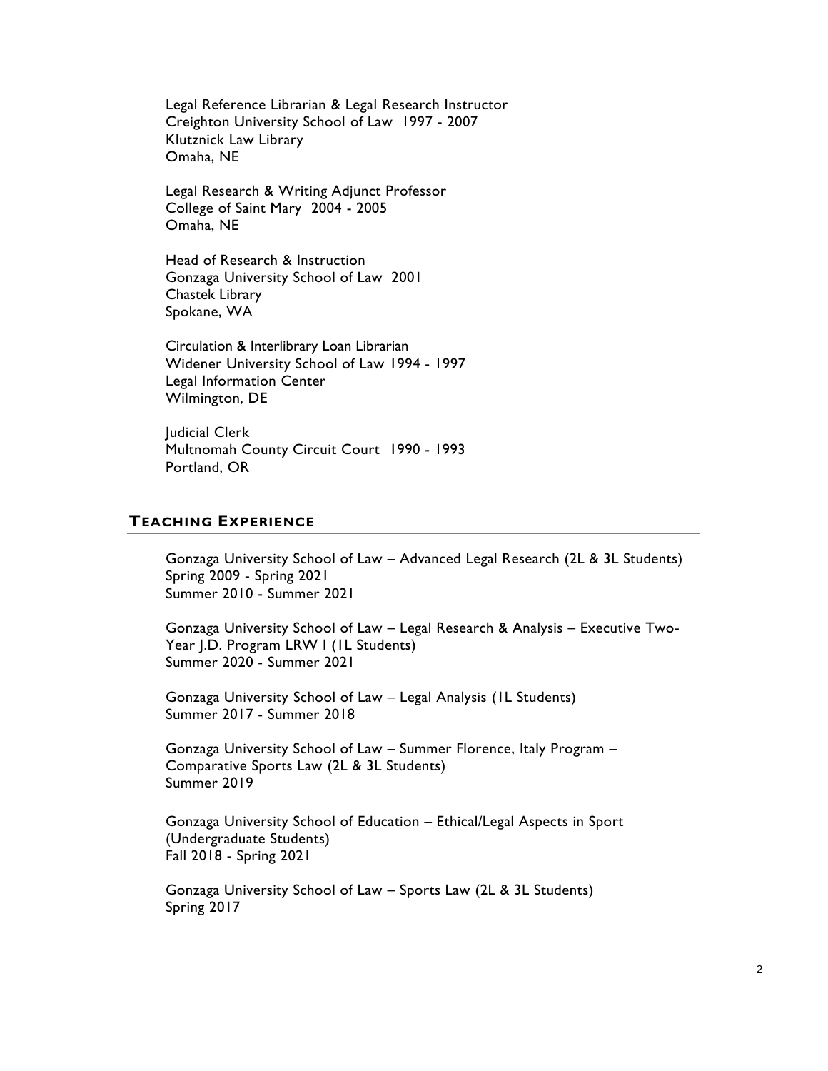Legal Reference Librarian & Legal Research Instructor
Creighton University School of Law 1997 - 2007
Klutznick Law Library
Omaha, NE

Legal Research & Writing Adjunct Professor
College of Saint Mary 2004 - 2005
Omaha, NE

Head of Research & Instruction
Gonzaga University School of Law 2001
Chastek Library
Spokane, WA

Circulation & Interlibrary Loan Librarian
Widener University School of Law 1994 - 1997
Legal Information Center
Wilmington, DE

Judicial Clerk
Multnomah County Circuit Court 1990 - 1993
Portland, OR

## Teaching Experience

Gonzaga University School of Law – Advanced Legal Research (2L & 3L Students)
Spring 2009 - Spring 2021
Summer 2010 - Summer 2021

Gonzaga University School of Law – Legal Research & Analysis – Executive Two-Year J.D. Program LRW I (1L Students)
Summer 2020 - Summer 2021

Gonzaga University School of Law – Legal Analysis (1L Students)
Summer 2017 - Summer 2018

Gonzaga University School of Law – Summer Florence, Italy Program – Comparative Sports Law (2L & 3L Students)
Summer 2019

Gonzaga University School of Education – Ethical/Legal Aspects in Sport (Undergraduate Students)
Fall 2018 - Spring 2021

Gonzaga University School of Law – Sports Law (2L & 3L Students)
Spring 2017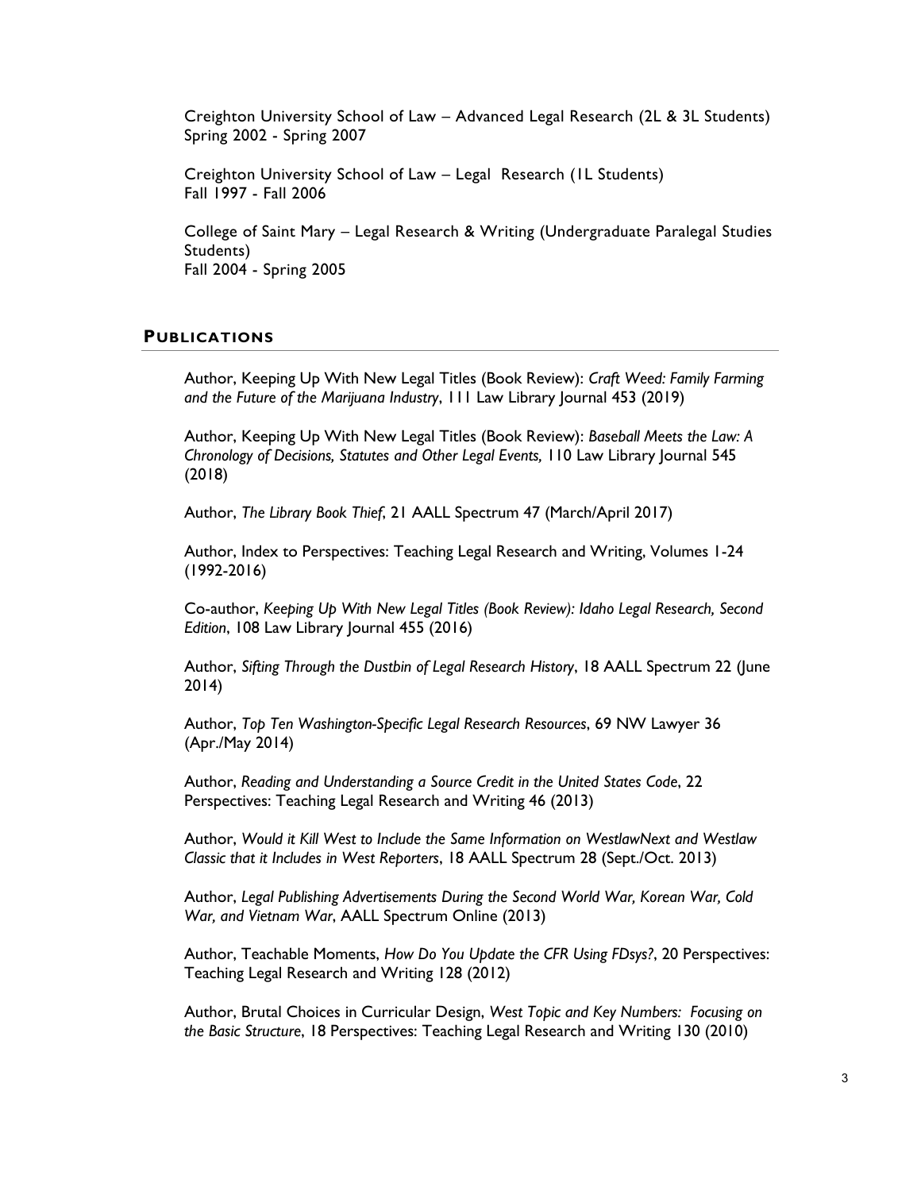Creighton University School of Law – Advanced Legal Research (2L & 3L Students)
Spring 2002 - Spring 2007

Creighton University School of Law – Legal Research (1L Students)
Fall 1997 - Fall 2006

College of Saint Mary – Legal Research & Writing (Undergraduate Paralegal Studies Students)
Fall 2004 - Spring 2005

## PUBLICATIONS

Author, Keeping Up With New Legal Titles (Book Review): *Craft Weed: Family Farming and the Future of the Marijuana Industry*, 111 Law Library Journal 453 (2019)

Author, Keeping Up With New Legal Titles (Book Review): *Baseball Meets the Law: A Chronology of Decisions, Statutes and Other Legal Events,* 110 Law Library Journal 545 (2018)

Author, *The Library Book Thief*, 21 AALL Spectrum 47 (March/April 2017)

Author, Index to Perspectives: Teaching Legal Research and Writing, Volumes 1-24 (1992-2016)

Co-author, *Keeping Up With New Legal Titles (Book Review): Idaho Legal Research, Second Edition*, 108 Law Library Journal 455 (2016)

Author, *Sifting Through the Dustbin of Legal Research History*, 18 AALL Spectrum 22 (June 2014)

Author, *Top Ten Washington-Specific Legal Research Resources*, 69 NW Lawyer 36 (Apr./May 2014)

Author, *Reading and Understanding a Source Credit in the United States Code*, 22 Perspectives: Teaching Legal Research and Writing 46 (2013)

Author, *Would it Kill West to Include the Same Information on WestlawNext and Westlaw Classic that it Includes in West Reporters*, 18 AALL Spectrum 28 (Sept./Oct. 2013)

Author, *Legal Publishing Advertisements During the Second World War, Korean War, Cold War, and Vietnam War*, AALL Spectrum Online (2013)

Author, Teachable Moments, *How Do You Update the CFR Using FDsys?*, 20 Perspectives: Teaching Legal Research and Writing 128 (2012)

Author, Brutal Choices in Curricular Design, *West Topic and Key Numbers: Focusing on the Basic Structure*, 18 Perspectives: Teaching Legal Research and Writing 130 (2010)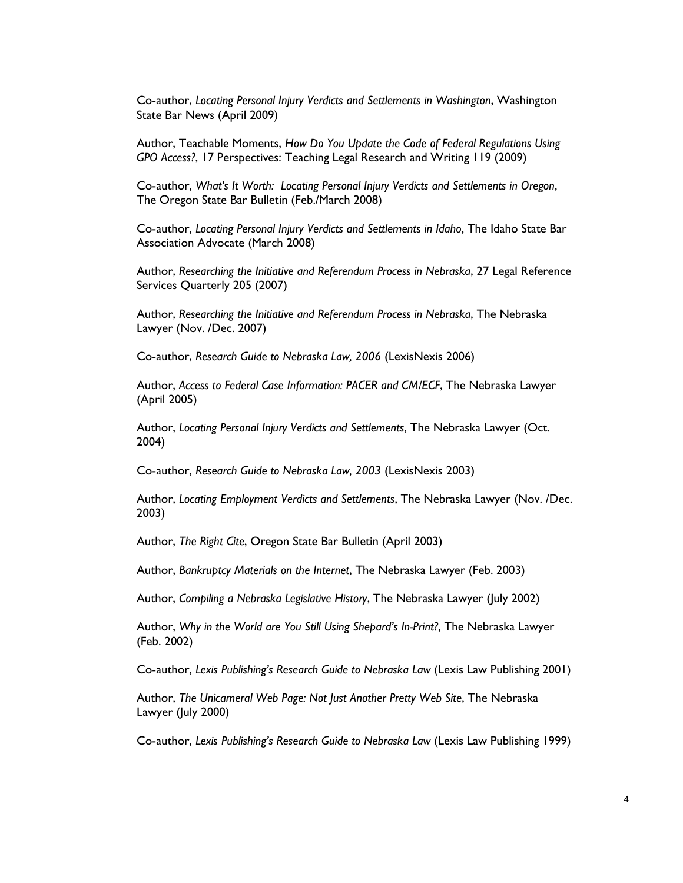Co-author, *Locating Personal Injury Verdicts and Settlements in Washington*, Washington State Bar News (April 2009)

Author, Teachable Moments, *How Do You Update the Code of Federal Regulations Using GPO Access?*, 17 Perspectives: Teaching Legal Research and Writing 119 (2009)

Co-author, *What's It Worth: Locating Personal Injury Verdicts and Settlements in Oregon*, The Oregon State Bar Bulletin (Feb./March 2008)

Co-author, *Locating Personal Injury Verdicts and Settlements in Idaho*, The Idaho State Bar Association Advocate (March 2008)

Author, *Researching the Initiative and Referendum Process in Nebraska*, 27 Legal Reference Services Quarterly 205 (2007)

Author, *Researching the Initiative and Referendum Process in Nebraska*, The Nebraska Lawyer (Nov. /Dec. 2007)

Co-author, *Research Guide to Nebraska Law, 2006* (LexisNexis 2006)

Author, *Access to Federal Case Information: PACER and CM/ECF*, The Nebraska Lawyer (April 2005)

Author, *Locating Personal Injury Verdicts and Settlements*, The Nebraska Lawyer (Oct. 2004)

Co-author, *Research Guide to Nebraska Law, 2003* (LexisNexis 2003)

Author, *Locating Employment Verdicts and Settlements*, The Nebraska Lawyer (Nov. /Dec. 2003)

Author, *The Right Cite*, Oregon State Bar Bulletin (April 2003)

Author, *Bankruptcy Materials on the Internet*, The Nebraska Lawyer (Feb. 2003)

Author, *Compiling a Nebraska Legislative History*, The Nebraska Lawyer (July 2002)

Author, *Why in the World are You Still Using Shepard's In-Print?*, The Nebraska Lawyer (Feb. 2002)

Co-author, *Lexis Publishing's Research Guide to Nebraska Law* (Lexis Law Publishing 2001)

Author, *The Unicameral Web Page: Not Just Another Pretty Web Site*, The Nebraska Lawyer (July 2000)

Co-author, *Lexis Publishing's Research Guide to Nebraska Law* (Lexis Law Publishing 1999)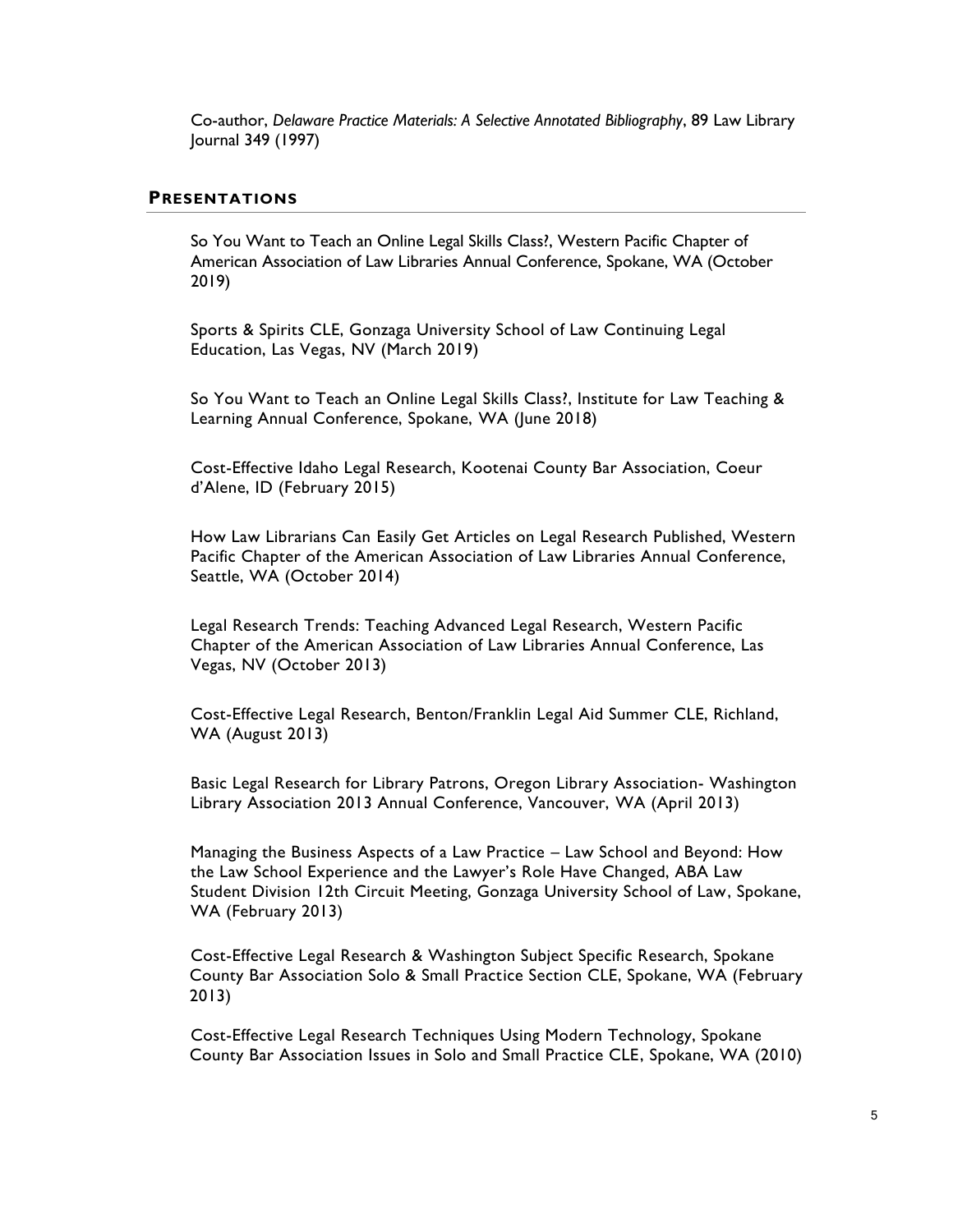Co-author, *Delaware Practice Materials: A Selective Annotated Bibliography*, 89 Law Library Journal 349 (1997)

## PRESENTATIONS

So You Want to Teach an Online Legal Skills Class?, Western Pacific Chapter of American Association of Law Libraries Annual Conference, Spokane, WA (October 2019)

Sports & Spirits CLE, Gonzaga University School of Law Continuing Legal Education, Las Vegas, NV (March 2019)

So You Want to Teach an Online Legal Skills Class?, Institute for Law Teaching & Learning Annual Conference, Spokane, WA (June 2018)

Cost-Effective Idaho Legal Research, Kootenai County Bar Association, Coeur d'Alene, ID (February 2015)

How Law Librarians Can Easily Get Articles on Legal Research Published, Western Pacific Chapter of the American Association of Law Libraries Annual Conference, Seattle, WA (October 2014)

Legal Research Trends: Teaching Advanced Legal Research, Western Pacific Chapter of the American Association of Law Libraries Annual Conference, Las Vegas, NV (October 2013)

Cost-Effective Legal Research, Benton/Franklin Legal Aid Summer CLE, Richland, WA (August 2013)

Basic Legal Research for Library Patrons, Oregon Library Association- Washington Library Association 2013 Annual Conference, Vancouver, WA (April 2013)

Managing the Business Aspects of a Law Practice – Law School and Beyond: How the Law School Experience and the Lawyer's Role Have Changed, ABA Law Student Division 12th Circuit Meeting, Gonzaga University School of Law, Spokane, WA (February 2013)

Cost-Effective Legal Research & Washington Subject Specific Research, Spokane County Bar Association Solo & Small Practice Section CLE, Spokane, WA (February 2013)

Cost-Effective Legal Research Techniques Using Modern Technology, Spokane County Bar Association Issues in Solo and Small Practice CLE, Spokane, WA (2010)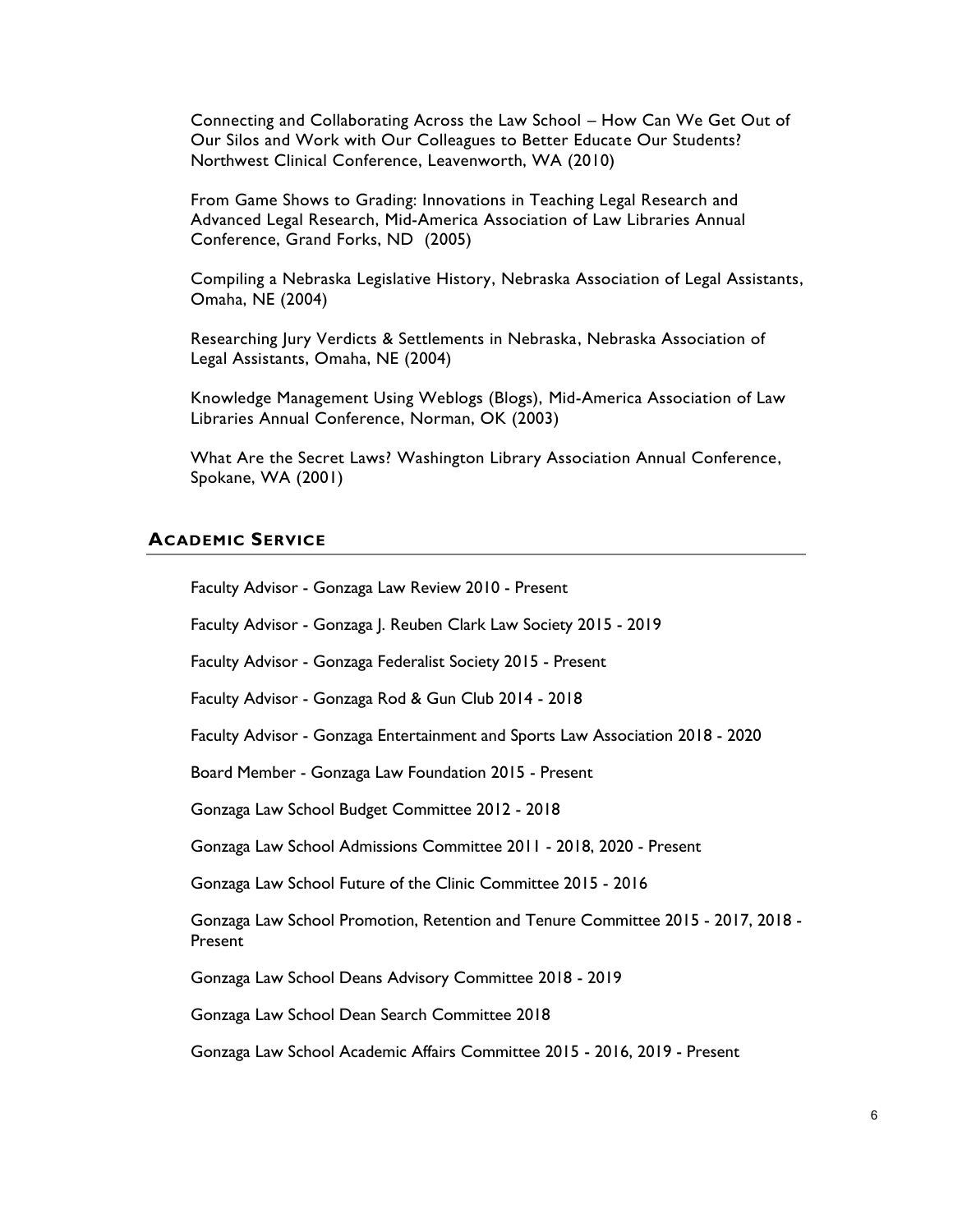Connecting and Collaborating Across the Law School – How Can We Get Out of Our Silos and Work with Our Colleagues to Better Educate Our Students? Northwest Clinical Conference, Leavenworth, WA (2010)

From Game Shows to Grading: Innovations in Teaching Legal Research and Advanced Legal Research, Mid-America Association of Law Libraries Annual Conference, Grand Forks, ND (2005)

Compiling a Nebraska Legislative History, Nebraska Association of Legal Assistants, Omaha, NE (2004)

Researching Jury Verdicts & Settlements in Nebraska, Nebraska Association of Legal Assistants, Omaha, NE (2004)

Knowledge Management Using Weblogs (Blogs), Mid-America Association of Law Libraries Annual Conference, Norman, OK (2003)

What Are the Secret Laws? Washington Library Association Annual Conference, Spokane, WA (2001)

## ACADEMIC SERVICE

Faculty Advisor - Gonzaga Law Review 2010 - Present

Faculty Advisor - Gonzaga J. Reuben Clark Law Society 2015 - 2019

Faculty Advisor - Gonzaga Federalist Society 2015 - Present

Faculty Advisor - Gonzaga Rod & Gun Club 2014 - 2018

Faculty Advisor - Gonzaga Entertainment and Sports Law Association 2018 - 2020

Board Member - Gonzaga Law Foundation 2015 - Present

Gonzaga Law School Budget Committee 2012 - 2018

Gonzaga Law School Admissions Committee 2011 - 2018, 2020 - Present

Gonzaga Law School Future of the Clinic Committee 2015 - 2016

Gonzaga Law School Promotion, Retention and Tenure Committee 2015 - 2017, 2018 - Present

Gonzaga Law School Deans Advisory Committee 2018 - 2019

Gonzaga Law School Dean Search Committee 2018

Gonzaga Law School Academic Affairs Committee 2015 - 2016, 2019 - Present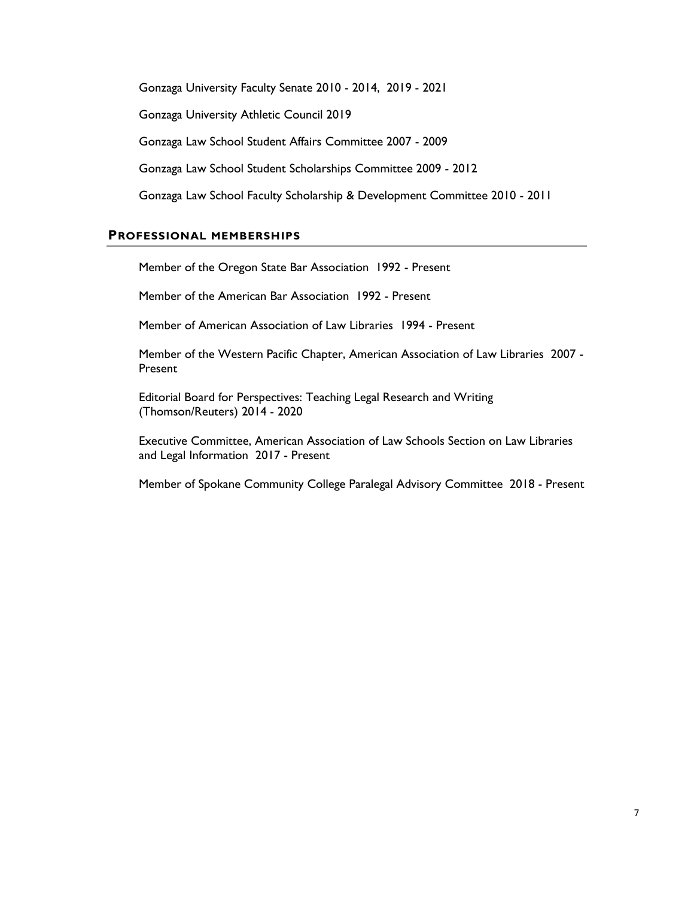Gonzaga University Faculty Senate 2010 - 2014, 2019 - 2021

Gonzaga University Athletic Council 2019

Gonzaga Law School Student Affairs Committee 2007 - 2009

Gonzaga Law School Student Scholarships Committee 2009 - 2012

Gonzaga Law School Faculty Scholarship & Development Committee 2010 - 2011

## PROFESSIONAL MEMBERSHIPS

Member of the Oregon State Bar Association 1992 - Present

Member of the American Bar Association 1992 - Present

Member of American Association of Law Libraries 1994 - Present

Member of the Western Pacific Chapter, American Association of Law Libraries 2007 - Present

Editorial Board for Perspectives: Teaching Legal Research and Writing (Thomson/Reuters) 2014 - 2020

Executive Committee, American Association of Law Schools Section on Law Libraries and Legal Information 2017 - Present

Member of Spokane Community College Paralegal Advisory Committee 2018 - Present